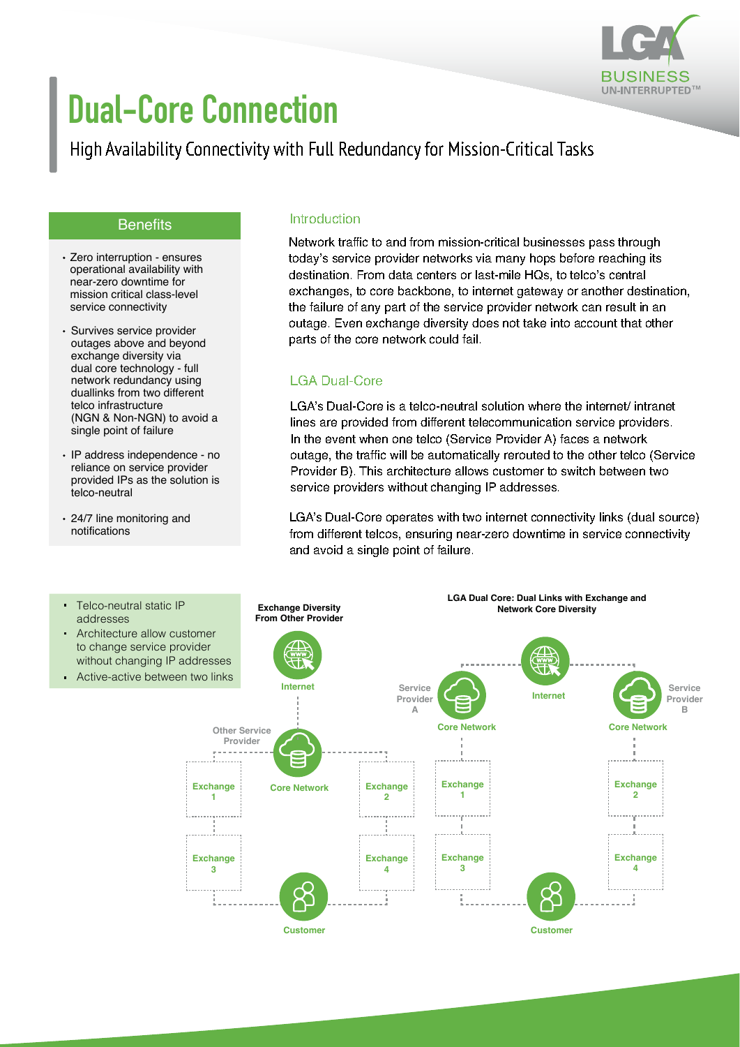# Dual-Core Connection

High Availability Connectivity with Full Redundancy for Mission-Critical Tasks

## Benefits

- Zero interruption - ensures operational availability with near-zero downtime for mission critical class-level service connectivity
- Survives service provider outages above and beyond exchange diversity via dual core technology - full network redundancy using duallinks from two different telco infrastructure (NGN & Non-NGN) to avoid a single point of failure
- IP address independence - no reliance on service provider provided IPs as the solution is telco-neutral
- 24/7 line monitoring and notifications

- Telco-neutral static IP addresses
- Architecture allow customer to change service provider without changing IP addresses
- Active-active between two links

## Introduction

Network traffic to and from mission-critical businesses pass through today's service provider networks via many hops before reaching its destination. From data centers or last-mile HQs, to telco's central exchanges, to core backbone, to internet gateway or another destination, the failure of any part of the service provider network can result in an outage. Even exchange diversity does not take into account that other parts of the core network could fail.

## LGA Dual-Core

LGA's Dual-Core is a telco-neutral solution where the internet/ intranet lines are provided from different telecommunication service providers. In the event when one telco (Service Provider A) faces a network outage, the traffic will be automatically rerouted to the other telco (Service Provider B). This architecture allows customer to switch between two service providers without changing IP addresses.

LGA's Dual-Core operates with two internet connectivity links (dual source) from different telcos, ensuring near-zero downtime in service connectivity and avoid a single point of failure.

**Exchange Diversity From Other Provider**

Internet — Other Service Provider — Core Network — Exchange 1, Exchange 2, Exchange 3, Exchange 4 — Customer

**LGA Dual Core: Dual Links with Exchange and Network Core Diversity**

Internet — Service Provider A: Core Network — Exchange 1 — Exchange 3 — Customer

Internet — Service Provider B: Core Network — Exchange 2 — Exchange 4 — Customer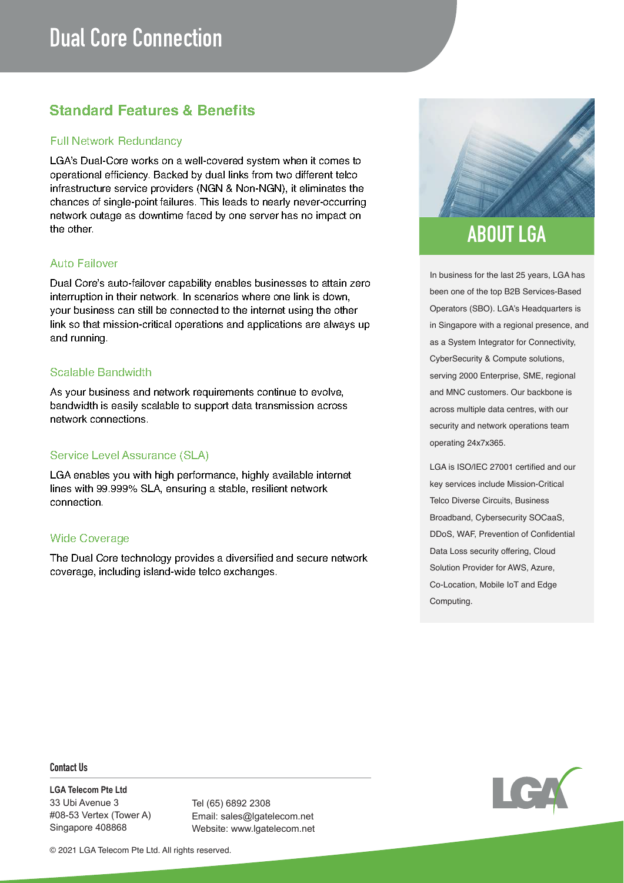# Dual Core Connection

## Standard Features & Benefits

### Full Network Redundancy

LGA's Dual-Core works on a well-covered system when it comes to operational efficiency. Backed by dual links from two different telco infrastructure service providers (NGN & Non-NGN), it eliminates the chances of single-point failures. This leads to nearly never-occurring network outage as downtime faced by one server has no impact on the other.

### Auto Failover

Dual Core's auto-failover capability enables businesses to attain zero interruption in their network. In scenarios where one link is down, your business can still be connected to the internet using the other link so that mission-critical operations and applications are always up and running.

### Scalable Bandwidth

As your business and network requirements continue to evolve, bandwidth is easily scalable to support data transmission across network connections.

### Service Level Assurance (SLA)

LGA enables you with high performance, highly available internet lines with 99.999% SLA, ensuring a stable, resilient network connection.

### Wide Coverage

The Dual Core technology provides a diversified and secure network coverage, including island-wide telco exchanges.

## ABOUT LGA

In business for the last 25 years, LGA has been one of the top B2B Services-Based Operators (SBO). LGA's Headquarters is in Singapore with a regional presence, and as a System Integrator for Connectivity, CyberSecurity & Compute solutions, serving 2000 Enterprise, SME, regional and MNC customers. Our backbone is across multiple data centres, with our security and network operations team operating 24x7x365.

LGA is ISO/IEC 27001 certified and our key services include Mission-Critical Telco Diverse Circuits, Business Broadband, Cybersecurity SOCaaS, DDoS, WAF, Prevention of Confidential Data Loss security offering, Cloud Solution Provider for AWS, Azure, Co-Location, Mobile IoT and Edge Computing.

### Contact Us

**LGA Telecom Pte Ltd**
33 Ubi Avenue 3
#08-53 Vertex (Tower A)
Singapore 408868

Tel (65) 6892 2308
Email: sales@lgatelecom.net
Website: www.lgatelecom.net

© 2021 LGA Telecom Pte Ltd. All rights reserved.